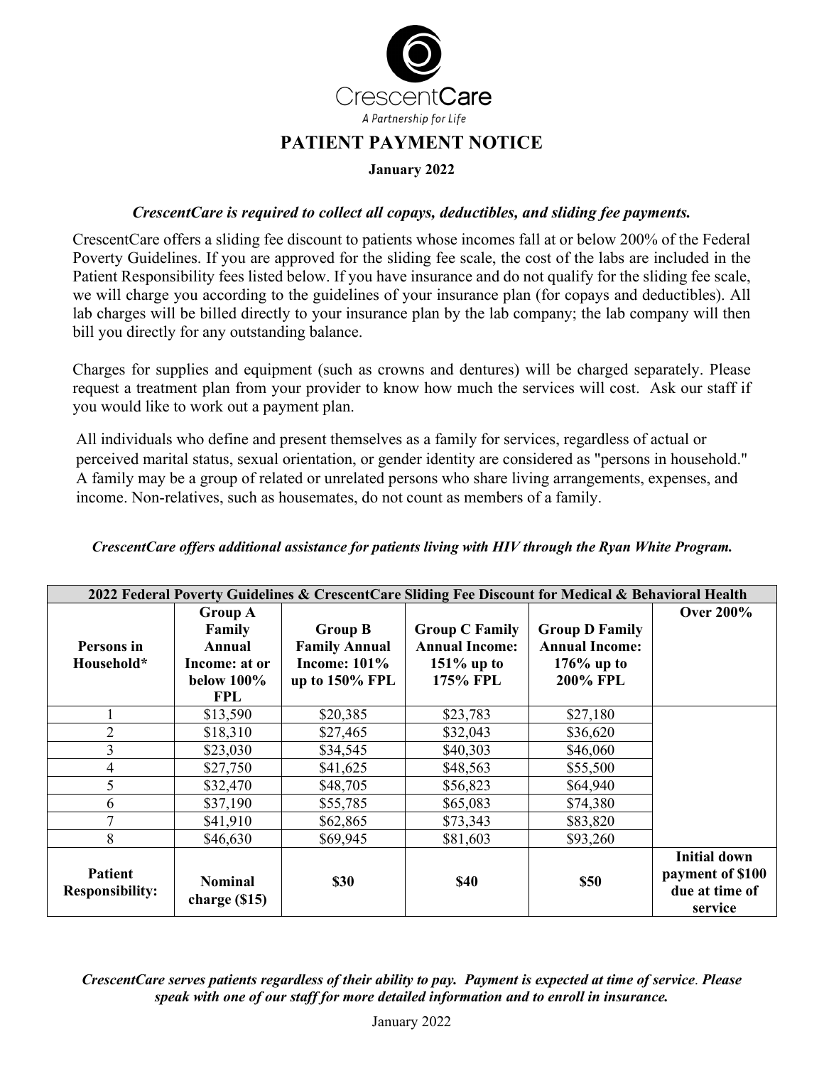CrescentCare

*A Partnership for Life*

# PATIENT PAYMENT NOTICE

**January 2022**

***CrescentCare is required to collect all copays, deductibles, and sliding fee payments.***

CrescentCare offers a sliding fee discount to patients whose incomes fall at or below 200% of the Federal Poverty Guidelines. If you are approved for the sliding fee scale, the cost of the labs are included in the Patient Responsibility fees listed below. If you have insurance and do not qualify for the sliding fee scale, we will charge you according to the guidelines of your insurance plan (for copays and deductibles). All lab charges will be billed directly to your insurance plan by the lab company; the lab company will then bill you directly for any outstanding balance.

Charges for supplies and equipment (such as crowns and dentures) will be charged separately. Please request a treatment plan from your provider to know how much the services will cost. Ask our staff if you would like to work out a payment plan.

All individuals who define and present themselves as a family for services, regardless of actual or perceived marital status, sexual orientation, or gender identity are considered as "persons in household." A family may be a group of related or unrelated persons who share living arrangements, expenses, and income. Non-relatives, such as housemates, do not count as members of a family.

***CrescentCare offers additional assistance for patients living with HIV through the Ryan White Program.***

| 2022 Federal Poverty Guidelines & CrescentCare Sliding Fee Discount for Medical & Behavioral Health | | | | | |
|---|---|---|---|---|---|
| **Persons in Household*** | **Group A Family Annual Income: at or below 100% FPL** | **Group B Family Annual Income: 101% up to 150% FPL** | **Group C Family Annual Income: 151% up to 175% FPL** | **Group D Family Annual Income: 176% up to 200% FPL** | **Over 200%** |
| 1 | $13,590 | $20,385 | $23,783 | $27,180 | |
| 2 | $18,310 | $27,465 | $32,043 | $36,620 | |
| 3 | $23,030 | $34,545 | $40,303 | $46,060 | |
| 4 | $27,750 | $41,625 | $48,563 | $55,500 | |
| 5 | $32,470 | $48,705 | $56,823 | $64,940 | |
| 6 | $37,190 | $55,785 | $65,083 | $74,380 | |
| 7 | $41,910 | $62,865 | $73,343 | $83,820 | |
| 8 | $46,630 | $69,945 | $81,603 | $93,260 | |
| **Patient Responsibility:** | **Nominal charge ($15)** | **$30** | **$40** | **$50** | **Initial down payment of $100 due at time of service** |

***CrescentCare serves patients regardless of their ability to pay. Payment is expected at time of service. Please speak with one of our staff for more detailed information and to enroll in insurance.***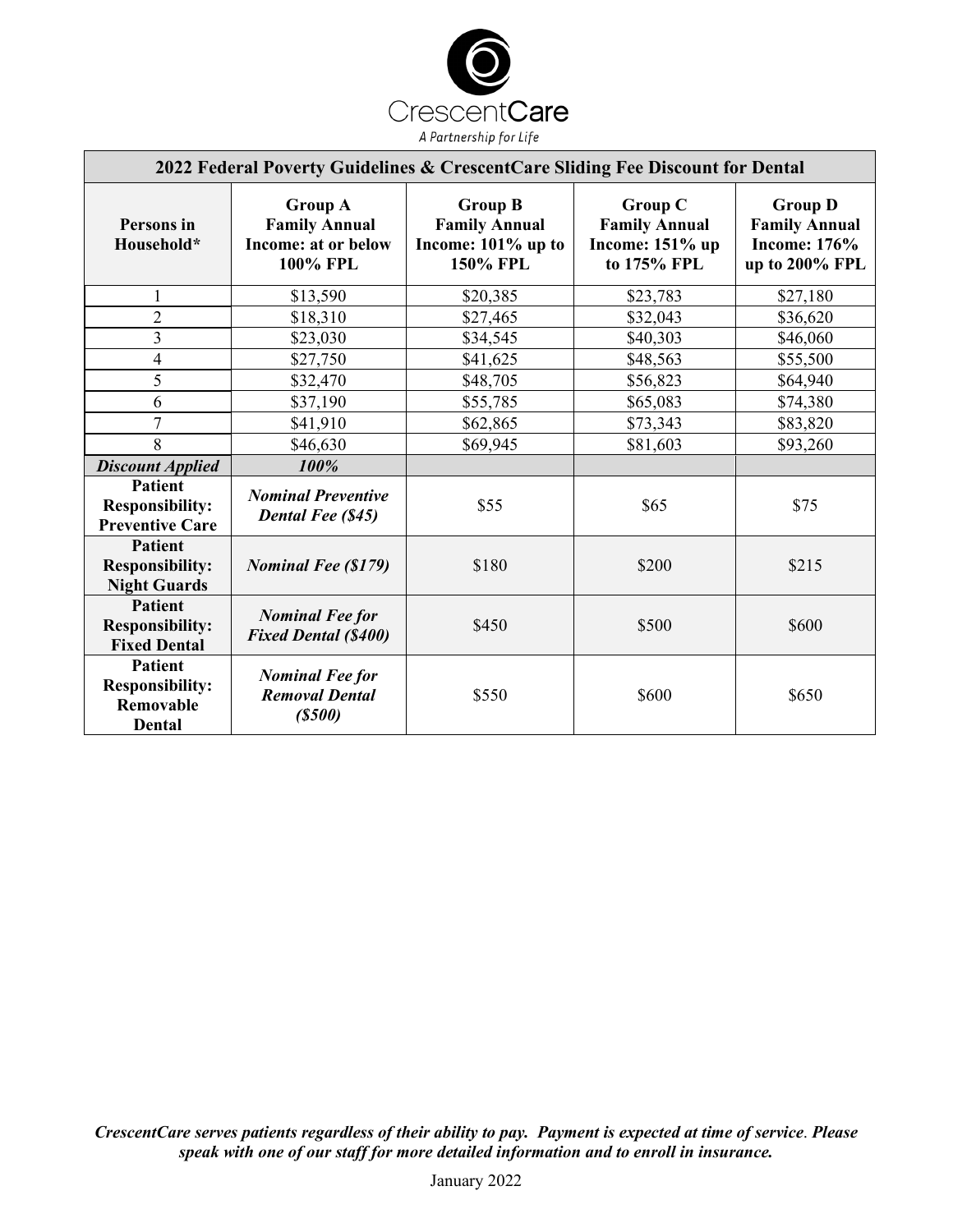CrescentCare

*A Partnership for Life*

| 2022 Federal Poverty Guidelines & CrescentCare Sliding Fee Discount for Dental | | | | |
|---|---|---|---|---|
| **Persons in Household*** | **Group A Family Annual Income: at or below 100% FPL** | **Group B Family Annual Income: 101% up to 150% FPL** | **Group C Family Annual Income: 151% up to 175% FPL** | **Group D Family Annual Income: 176% up to 200% FPL** |
| 1 | $13,590 | $20,385 | $23,783 | $27,180 |
| 2 | $18,310 | $27,465 | $32,043 | $36,620 |
| 3 | $23,030 | $34,545 | $40,303 | $46,060 |
| 4 | $27,750 | $41,625 | $48,563 | $55,500 |
| 5 | $32,470 | $48,705 | $56,823 | $64,940 |
| 6 | $37,190 | $55,785 | $65,083 | $74,380 |
| 7 | $41,910 | $62,865 | $73,343 | $83,820 |
| 8 | $46,630 | $69,945 | $81,603 | $93,260 |
| ***Discount Applied*** | ***100%*** | | | |
| **Patient Responsibility: Preventive Care** | ***Nominal Preventive Dental Fee ($45)*** | $55 | $65 | $75 |
| **Patient Responsibility: Night Guards** | ***Nominal Fee ($179)*** | $180 | $200 | $215 |
| **Patient Responsibility: Fixed Dental** | ***Nominal Fee for Fixed Dental ($400)*** | $450 | $500 | $600 |
| **Patient Responsibility: Removable Dental** | ***Nominal Fee for Removal Dental ($500)*** | $550 | $600 | $650 |

***CrescentCare serves patients regardless of their ability to pay. Payment is expected at time of service. Please speak with one of our staff for more detailed information and to enroll in insurance.***

January 2022